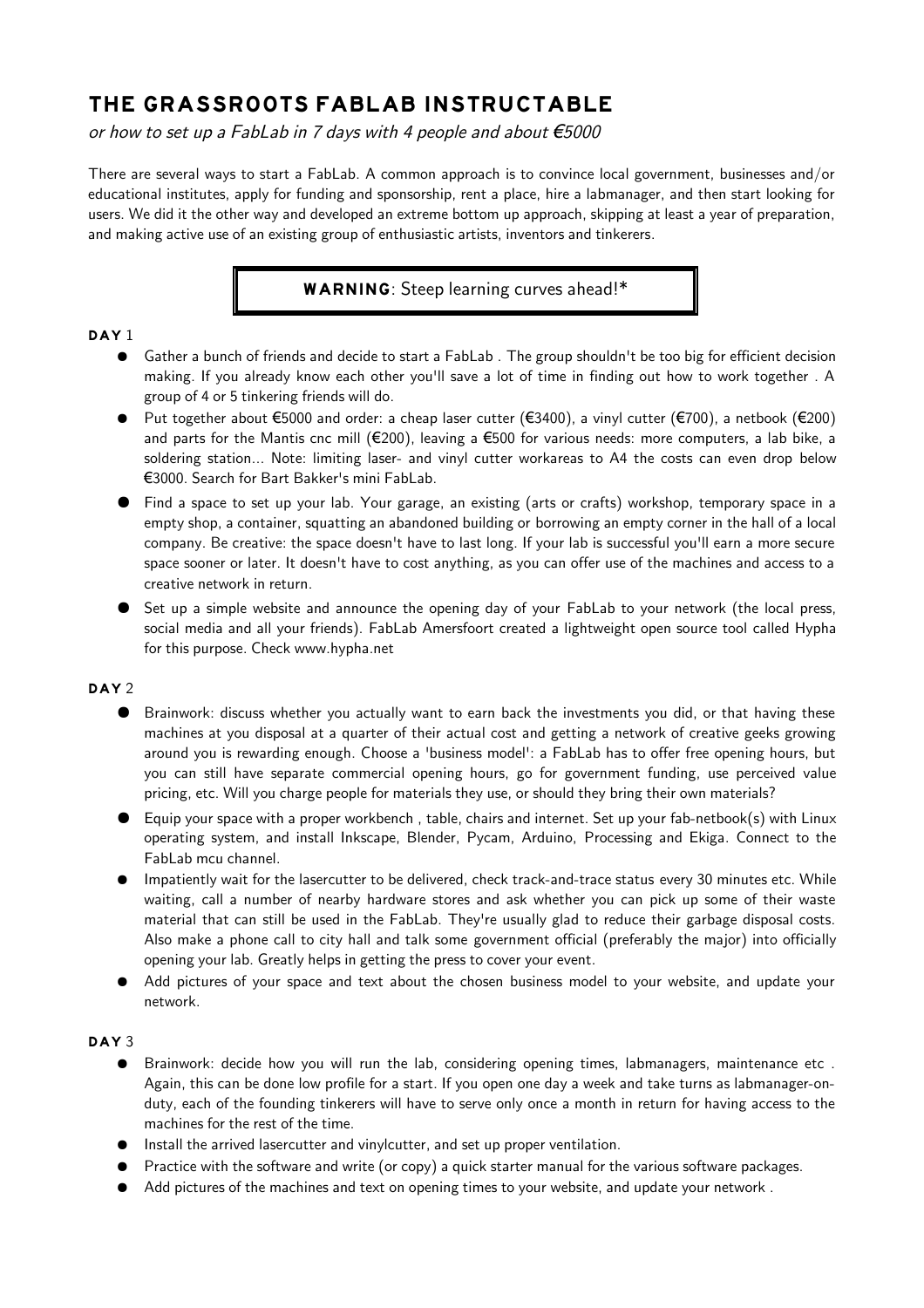# THE GRASSROOTS FABLAB INSTRUCTABLE

*or how to set up a FabLab in 7 days with 4 people and about €5000*

There are several ways to start a FabLab. A common approach is to convince local government, businesses and/or educational institutes, apply for funding and sponsorship, rent a place, hire a labmanager, and then start looking for users. We did it the other way and developed an extreme bottom up approach, skipping at least a year of preparation, and making active use of an existing group of enthusiastic artists, inventors and tinkerers.

> **WARNING**: Steep learning curves ahead!*

**DAY** 1

- Gather a bunch of friends and decide to start a FabLab . The group shouldn't be too big for efficient decision making. If you already know each other you'll save a lot of time in finding out how to work together . A group of 4 or 5 tinkering friends will do.
- Put together about €5000 and order: a cheap laser cutter (€3400), a vinyl cutter (€700), a netbook (€200) and parts for the Mantis cnc mill (€200), leaving a €500 for various needs: more computers, a lab bike, a soldering station... Note: limiting laser- and vinyl cutter workareas to A4 the costs can even drop below €3000. Search for Bart Bakker's mini FabLab.
- Find a space to set up your lab. Your garage, an existing (arts or crafts) workshop, temporary space in a empty shop, a container, squatting an abandoned building or borrowing an empty corner in the hall of a local company. Be creative: the space doesn't have to last long. If your lab is successful you'll earn a more secure space sooner or later. It doesn't have to cost anything, as you can offer use of the machines and access to a creative network in return.
- Set up a simple website and announce the opening day of your FabLab to your network (the local press, social media and all your friends). FabLab Amersfoort created a lightweight open source tool called Hypha for this purpose. Check www.hypha.net

**DAY** 2

- Brainwork: discuss whether you actually want to earn back the investments you did, or that having these machines at you disposal at a quarter of their actual cost and getting a network of creative geeks growing around you is rewarding enough. Choose a 'business model': a FabLab has to offer free opening hours, but you can still have separate commercial opening hours, go for government funding, use perceived value pricing, etc. Will you charge people for materials they use, or should they bring their own materials?
- Equip your space with a proper workbench , table, chairs and internet. Set up your fab-netbook(s) with Linux operating system, and install Inkscape, Blender, Pycam, Arduino, Processing and Ekiga. Connect to the FabLab mcu channel.
- Impatiently wait for the lasercutter to be delivered, check track-and-trace status every 30 minutes etc. While waiting, call a number of nearby hardware stores and ask whether you can pick up some of their waste material that can still be used in the FabLab. They're usually glad to reduce their garbage disposal costs. Also make a phone call to city hall and talk some government official (preferably the major) into officially opening your lab. Greatly helps in getting the press to cover your event.
- Add pictures of your space and text about the chosen business model to your website, and update your network.

**DAY** 3

- Brainwork: decide how you will run the lab, considering opening times, labmanagers, maintenance etc . Again, this can be done low profile for a start. If you open one day a week and take turns as labmanager-on-duty, each of the founding tinkerers will have to serve only once a month in return for having access to the machines for the rest of the time.
- Install the arrived lasercutter and vinylcutter, and set up proper ventilation.
- Practice with the software and write (or copy) a quick starter manual for the various software packages.
- Add pictures of the machines and text on opening times to your website, and update your network .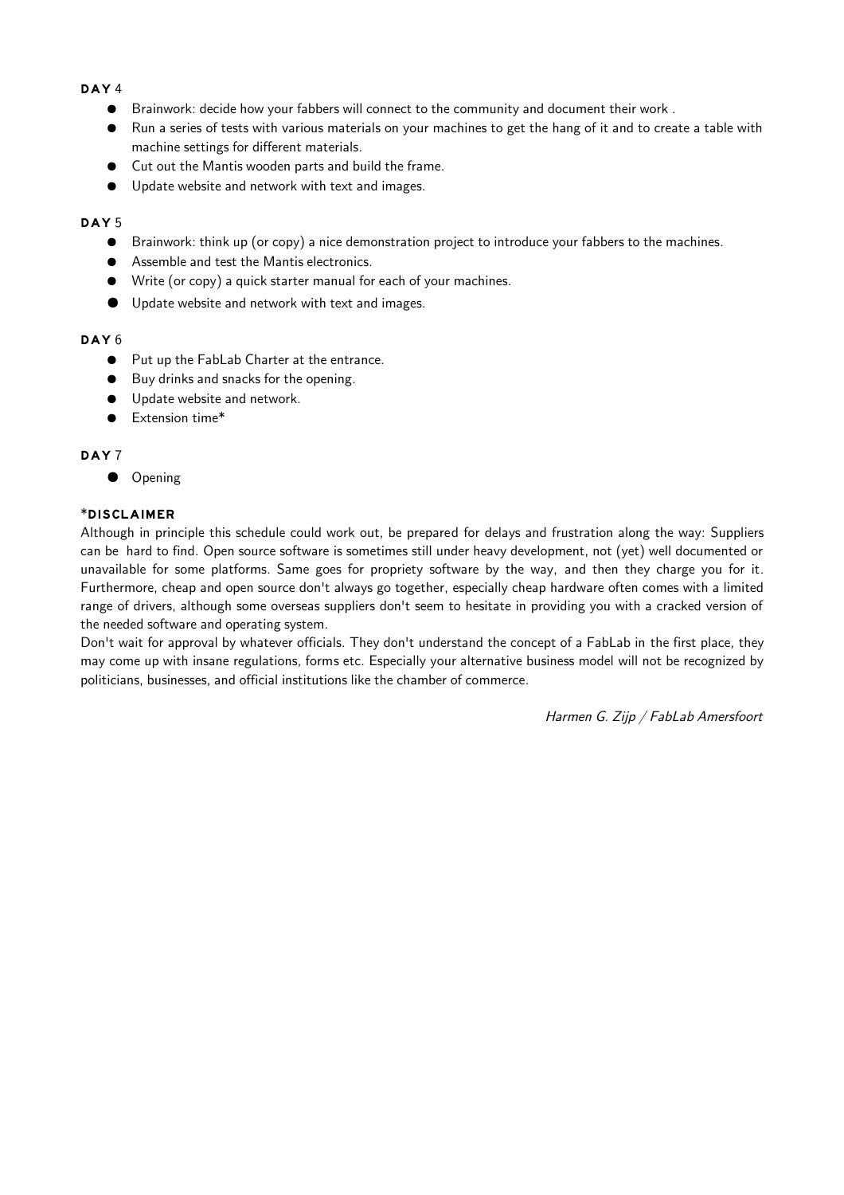**DAY** 4

- Brainwork: decide how your fabbers will connect to the community and document their work .
- Run a series of tests with various materials on your machines to get the hang of it and to create a table with machine settings for different materials.
- Cut out the Mantis wooden parts and build the frame.
- Update website and network with text and images.

**DAY** 5

- Brainwork: think up (or copy) a nice demonstration project to introduce your fabbers to the machines.
- Assemble and test the Mantis electronics.
- Write (or copy) a quick starter manual for each of your machines.
- Update website and network with text and images.

**DAY** 6

- Put up the FabLab Charter at the entrance.
- Buy drinks and snacks for the opening.
- Update website and network.
- Extension time*

**DAY** 7

- Opening

***DISCLAIMER**

Although in principle this schedule could work out, be prepared for delays and frustration along the way: Suppliers can be hard to find. Open source software is sometimes still under heavy development, not (yet) well documented or unavailable for some platforms. Same goes for propriety software by the way, and then they charge you for it. Furthermore, cheap and open source don't always go together, especially cheap hardware often comes with a limited range of drivers, although some overseas suppliers don't seem to hesitate in providing you with a cracked version of the needed software and operating system.

Don't wait for approval by whatever officials. They don't understand the concept of a FabLab in the first place, they may come up with insane regulations, forms etc. Especially your alternative business model will not be recognized by politicians, businesses, and official institutions like the chamber of commerce.

*Harmen G. Zijp / FabLab Amersfoort*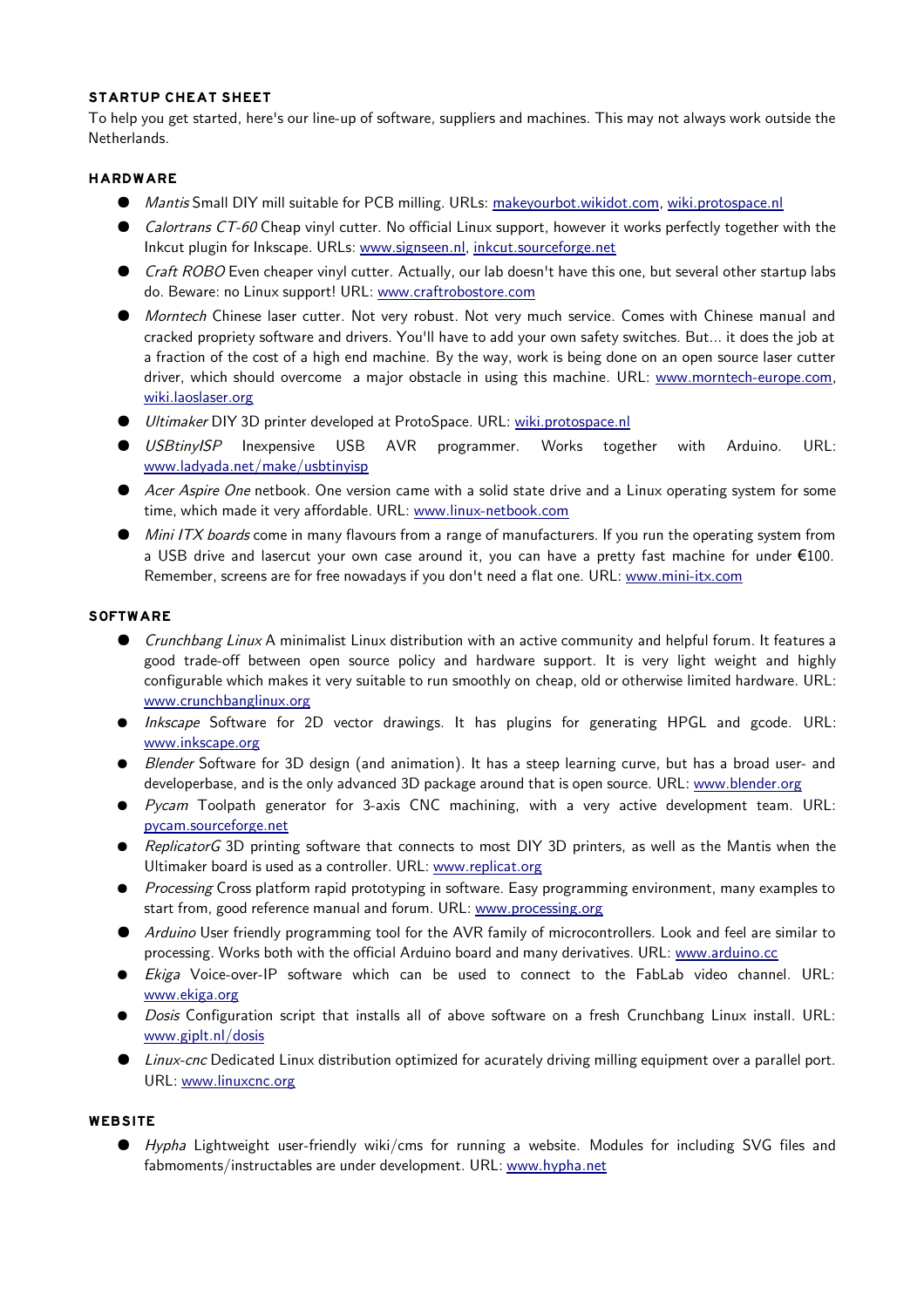## STARTUP CHEAT SHEET

To help you get started, here's our line-up of software, suppliers and machines. This may not always work outside the Netherlands.

### HARDWARE

- *Mantis* Small DIY mill suitable for PCB milling. URLs: makeyourbot.wikidot.com, wiki.protospace.nl
- *Calortrans CT-60* Cheap vinyl cutter. No official Linux support, however it works perfectly together with the Inkcut plugin for Inkscape. URLs: www.signseen.nl, inkcut.sourceforge.net
- *Craft ROBO* Even cheaper vinyl cutter. Actually, our lab doesn't have this one, but several other startup labs do. Beware: no Linux support! URL: www.craftrobostore.com
- *Morntech* Chinese laser cutter. Not very robust. Not very much service. Comes with Chinese manual and cracked propriety software and drivers. You'll have to add your own safety switches. But... it does the job at a fraction of the cost of a high end machine. By the way, work is being done on an open source laser cutter driver, which should overcome a major obstacle in using this machine. URL: www.morntech-europe.com, wiki.laoslaser.org
- *Ultimaker* DIY 3D printer developed at ProtoSpace. URL: wiki.protospace.nl
- *USBtinyISP* Inexpensive USB AVR programmer. Works together with Arduino. URL: www.ladyada.net/make/usbtinyisp
- *Acer Aspire One* netbook. One version came with a solid state drive and a Linux operating system for some time, which made it very affordable. URL: www.linux-netbook.com
- *Mini ITX boards* come in many flavours from a range of manufacturers. If you run the operating system from a USB drive and lasercut your own case around it, you can have a pretty fast machine for under €100. Remember, screens are for free nowadays if you don't need a flat one. URL: www.mini-itx.com

### SOFTWARE

- *Crunchbang Linux* A minimalist Linux distribution with an active community and helpful forum. It features a good trade-off between open source policy and hardware support. It is very light weight and highly configurable which makes it very suitable to run smoothly on cheap, old or otherwise limited hardware. URL: www.crunchbanglinux.org
- *Inkscape* Software for 2D vector drawings. It has plugins for generating HPGL and gcode. URL: www.inkscape.org
- *Blender* Software for 3D design (and animation). It has a steep learning curve, but has a broad user- and developerbase, and is the only advanced 3D package around that is open source. URL: www.blender.org
- *Pycam* Toolpath generator for 3-axis CNC machining, with a very active development team. URL: pycam.sourceforge.net
- *ReplicatorG* 3D printing software that connects to most DIY 3D printers, as well as the Mantis when the Ultimaker board is used as a controller. URL: www.replicat.org
- *Processing* Cross platform rapid prototyping in software. Easy programming environment, many examples to start from, good reference manual and forum. URL: www.processing.org
- *Arduino* User friendly programming tool for the AVR family of microcontrollers. Look and feel are similar to processing. Works both with the official Arduino board and many derivatives. URL: www.arduino.cc
- *Ekiga* Voice-over-IP software which can be used to connect to the FabLab video channel. URL: www.ekiga.org
- *Dosis* Configuration script that installs all of above software on a fresh Crunchbang Linux install. URL: www.giplt.nl/dosis
- *Linux-cnc* Dedicated Linux distribution optimized for acurately driving milling equipment over a parallel port. URL: www.linuxcnc.org

### WEBSITE

- *Hypha* Lightweight user-friendly wiki/cms for running a website. Modules for including SVG files and fabmoments/instructables are under development. URL: www.hypha.net